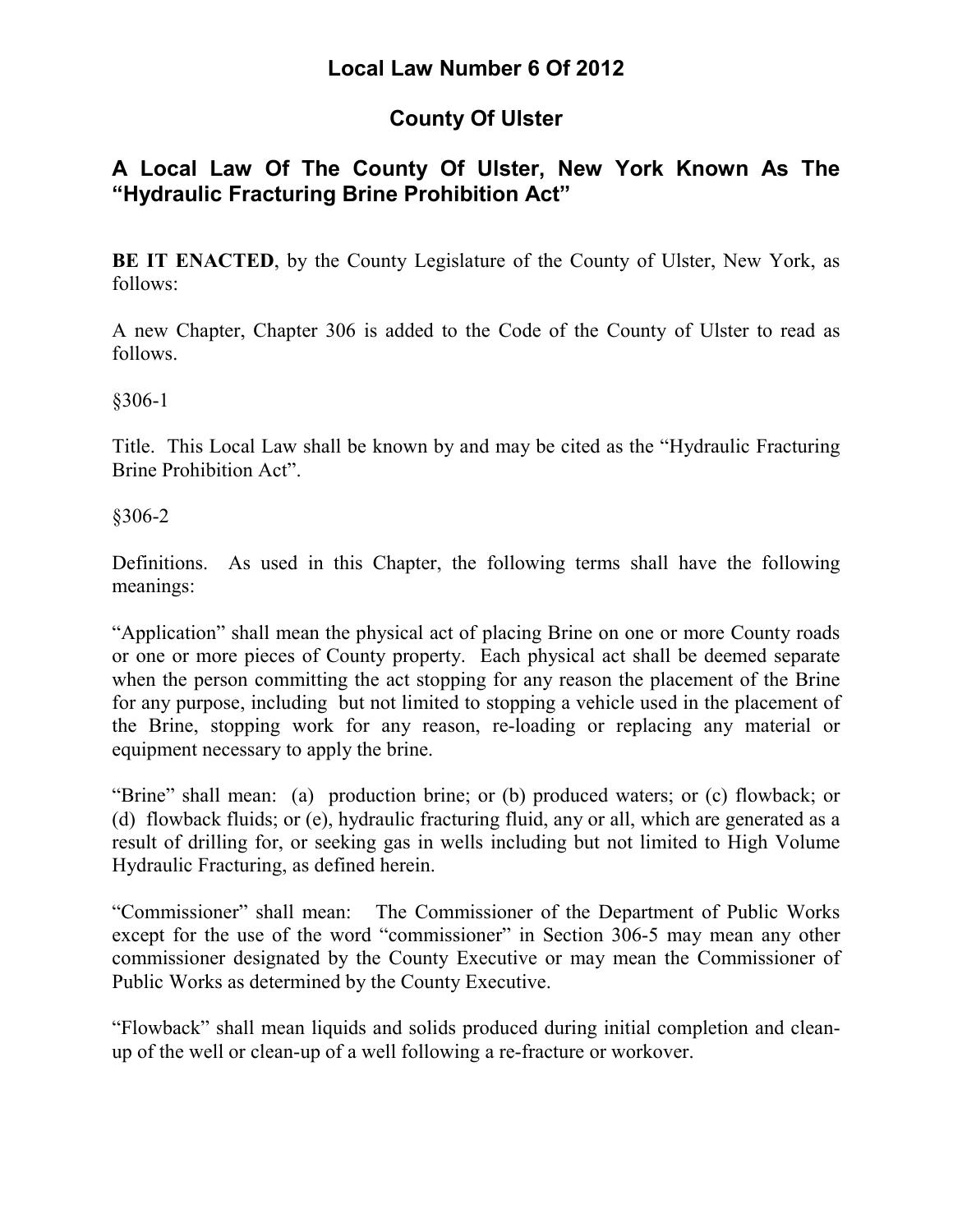# Local Law Number 6 Of 2012

# County Of Ulster

## A Local Law Of The County Of Ulster, New York Known As The "Hydraulic Fracturing Brine Prohibition Act"

**BE IT ENACTED**, by the County Legislature of the County of Ulster, New York, as follows:

A new Chapter, Chapter 306 is added to the Code of the County of Ulster to read as follows.

§306-1

Title. This Local Law shall be known by and may be cited as the "Hydraulic Fracturing Brine Prohibition Act".

§306-2

Definitions. As used in this Chapter, the following terms shall have the following meanings:

"Application" shall mean the physical act of placing Brine on one or more County roads or one or more pieces of County property. Each physical act shall be deemed separate when the person committing the act stopping for any reason the placement of the Brine for any purpose, including but not limited to stopping a vehicle used in the placement of the Brine, stopping work for any reason, re-loading or replacing any material or equipment necessary to apply the brine.

"Brine" shall mean: (a) production brine; or (b) produced waters; or (c) flowback; or (d) flowback fluids; or (e), hydraulic fracturing fluid, any or all, which are generated as a result of drilling for, or seeking gas in wells including but not limited to High Volume Hydraulic Fracturing, as defined herein.

"Commissioner" shall mean: The Commissioner of the Department of Public Works except for the use of the word "commissioner" in Section 306-5 may mean any other commissioner designated by the County Executive or may mean the Commissioner of Public Works as determined by the County Executive.

"Flowback" shall mean liquids and solids produced during initial completion and clean-up of the well or clean-up of a well following a re-fracture or workover.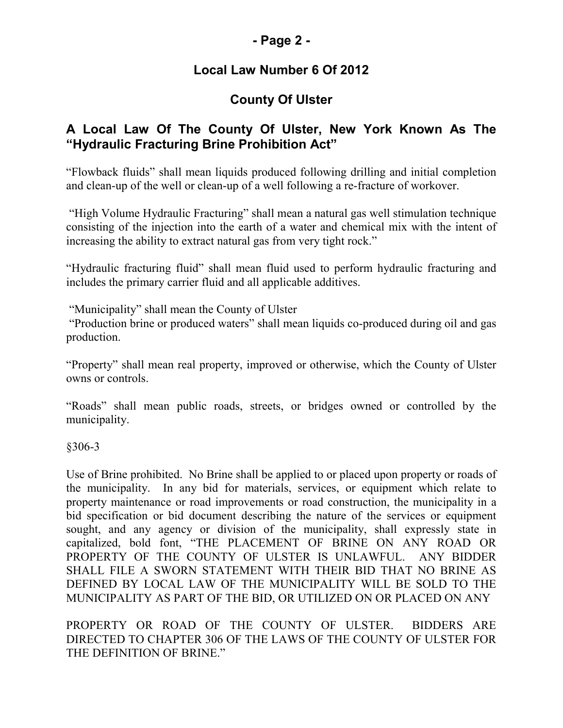## Local Law Number 6 Of 2012

## County Of Ulster

### A Local Law Of The County Of Ulster, New York Known As The "Hydraulic Fracturing Brine Prohibition Act"

"Flowback fluids" shall mean liquids produced following drilling and initial completion and clean-up of the well or clean-up of a well following a re-fracture of workover.

"High Volume Hydraulic Fracturing" shall mean a natural gas well stimulation technique consisting of the injection into the earth of a water and chemical mix with the intent of increasing the ability to extract natural gas from very tight rock."

"Hydraulic fracturing fluid" shall mean fluid used to perform hydraulic fracturing and includes the primary carrier fluid and all applicable additives.

"Municipality" shall mean the County of Ulster

"Production brine or produced waters" shall mean liquids co-produced during oil and gas production.

"Property" shall mean real property, improved or otherwise, which the County of Ulster owns or controls.

"Roads" shall mean public roads, streets, or bridges owned or controlled by the municipality.

§306-3

Use of Brine prohibited. No Brine shall be applied to or placed upon property or roads of the municipality. In any bid for materials, services, or equipment which relate to property maintenance or road improvements or road construction, the municipality in a bid specification or bid document describing the nature of the services or equipment sought, and any agency or division of the municipality, shall expressly state in capitalized, bold font, "THE PLACEMENT OF BRINE ON ANY ROAD OR PROPERTY OF THE COUNTY OF ULSTER IS UNLAWFUL. ANY BIDDER SHALL FILE A SWORN STATEMENT WITH THEIR BID THAT NO BRINE AS DEFINED BY LOCAL LAW OF THE MUNICIPALITY WILL BE SOLD TO THE MUNICIPALITY AS PART OF THE BID, OR UTILIZED ON OR PLACED ON ANY PROPERTY OR ROAD OF THE COUNTY OF ULSTER. BIDDERS ARE DIRECTED TO CHAPTER 306 OF THE LAWS OF THE COUNTY OF ULSTER FOR THE DEFINITION OF BRINE."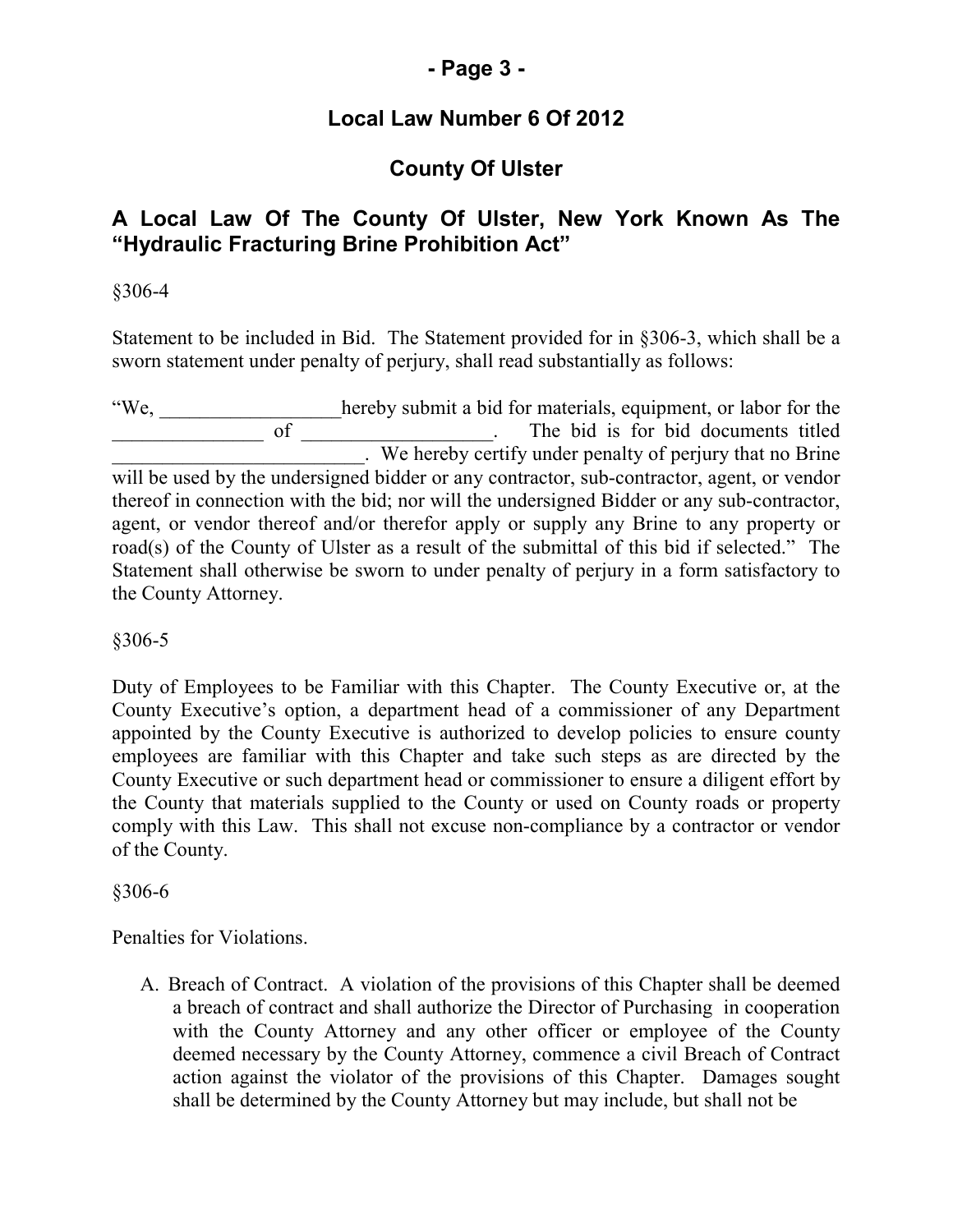**Local Law Number 6 Of 2012**

**County Of Ulster**

## A Local Law Of The County Of Ulster, New York Known As The "Hydraulic Fracturing Brine Prohibition Act"

§306-4

Statement to be included in Bid. The Statement provided for in §306-3, which shall be a sworn statement under penalty of perjury, shall read substantially as follows:

"We, __________________hereby submit a bid for materials, equipment, or labor for the _______________ of ___________________. The bid is for bid documents titled _________________________. We hereby certify under penalty of perjury that no Brine will be used by the undersigned bidder or any contractor, sub-contractor, agent, or vendor thereof in connection with the bid; nor will the undersigned Bidder or any sub-contractor, agent, or vendor thereof and/or therefor apply or supply any Brine to any property or road(s) of the County of Ulster as a result of the submittal of this bid if selected." The Statement shall otherwise be sworn to under penalty of perjury in a form satisfactory to the County Attorney.

§306-5

Duty of Employees to be Familiar with this Chapter. The County Executive or, at the County Executive's option, a department head of a commissioner of any Department appointed by the County Executive is authorized to develop policies to ensure county employees are familiar with this Chapter and take such steps as are directed by the County Executive or such department head or commissioner to ensure a diligent effort by the County that materials supplied to the County or used on County roads or property comply with this Law. This shall not excuse non-compliance by a contractor or vendor of the County.

§306-6

Penalties for Violations.

A. Breach of Contract. A violation of the provisions of this Chapter shall be deemed a breach of contract and shall authorize the Director of Purchasing in cooperation with the County Attorney and any other officer or employee of the County deemed necessary by the County Attorney, commence a civil Breach of Contract action against the violator of the provisions of this Chapter. Damages sought shall be determined by the County Attorney but may include, but shall not be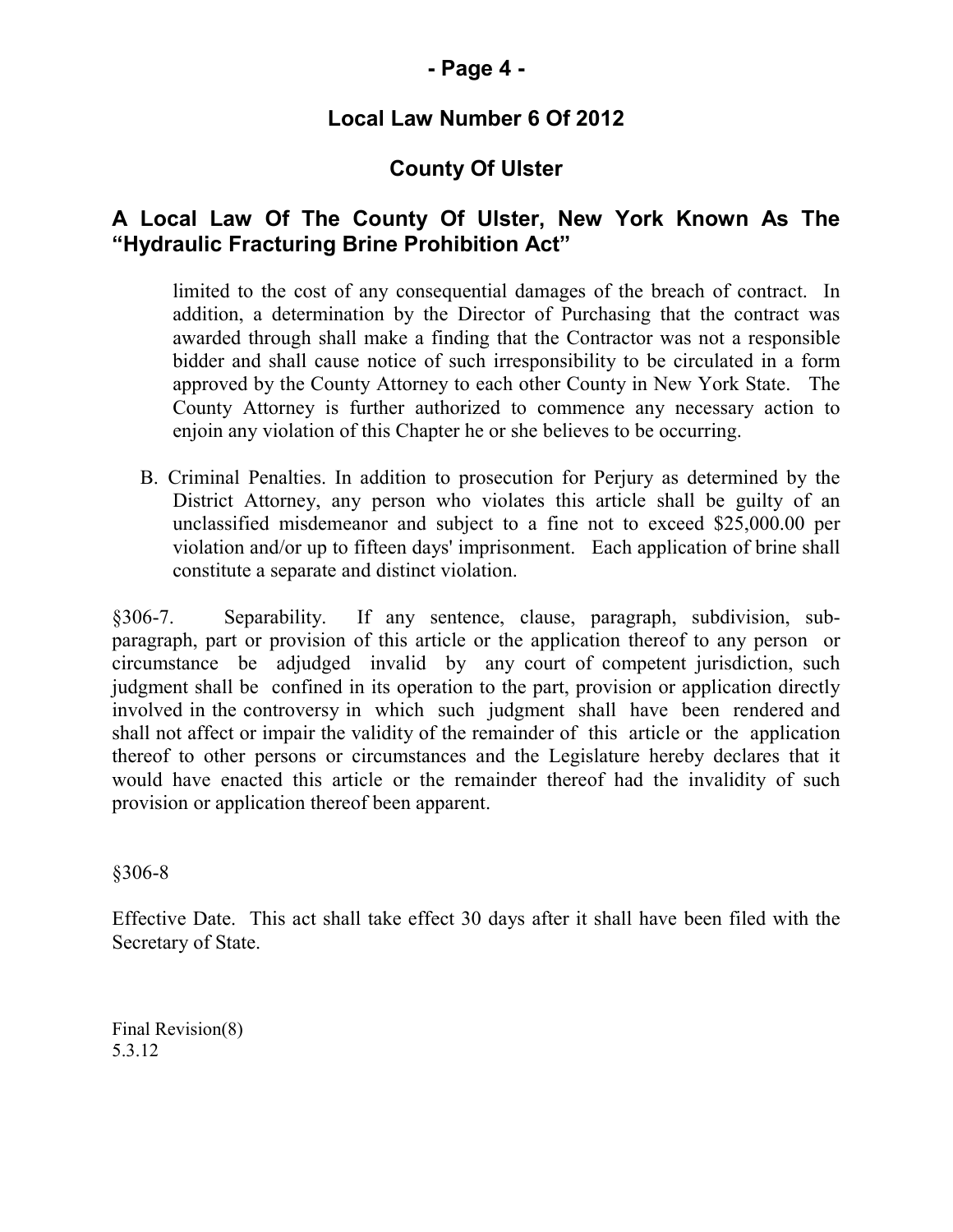limited to the cost of any consequential damages of the breach of contract. In addition, a determination by the Director of Purchasing that the contract was awarded through shall make a finding that the Contractor was not a responsible bidder and shall cause notice of such irresponsibility to be circulated in a form approved by the County Attorney to each other County in New York State. The County Attorney is further authorized to commence any necessary action to enjoin any violation of this Chapter he or she believes to be occurring.

B. Criminal Penalties. In addition to prosecution for Perjury as determined by the District Attorney, any person who violates this article shall be guilty of an unclassified misdemeanor and subject to a fine not to exceed $25,000.00 per violation and/or up to fifteen days' imprisonment. Each application of brine shall constitute a separate and distinct violation.

§306-7. Separability. If any sentence, clause, paragraph, subdivision, sub-paragraph, part or provision of this article or the application thereof to any person or circumstance be adjudged invalid by any court of competent jurisdiction, such judgment shall be confined in its operation to the part, provision or application directly involved in the controversy in which such judgment shall have been rendered and shall not affect or impair the validity of the remainder of this article or the application thereof to other persons or circumstances and the Legislature hereby declares that it would have enacted this article or the remainder thereof had the invalidity of such provision or application thereof been apparent.

§306-8

Effective Date. This act shall take effect 30 days after it shall have been filed with the Secretary of State.

Final Revision(8)
5.3.12